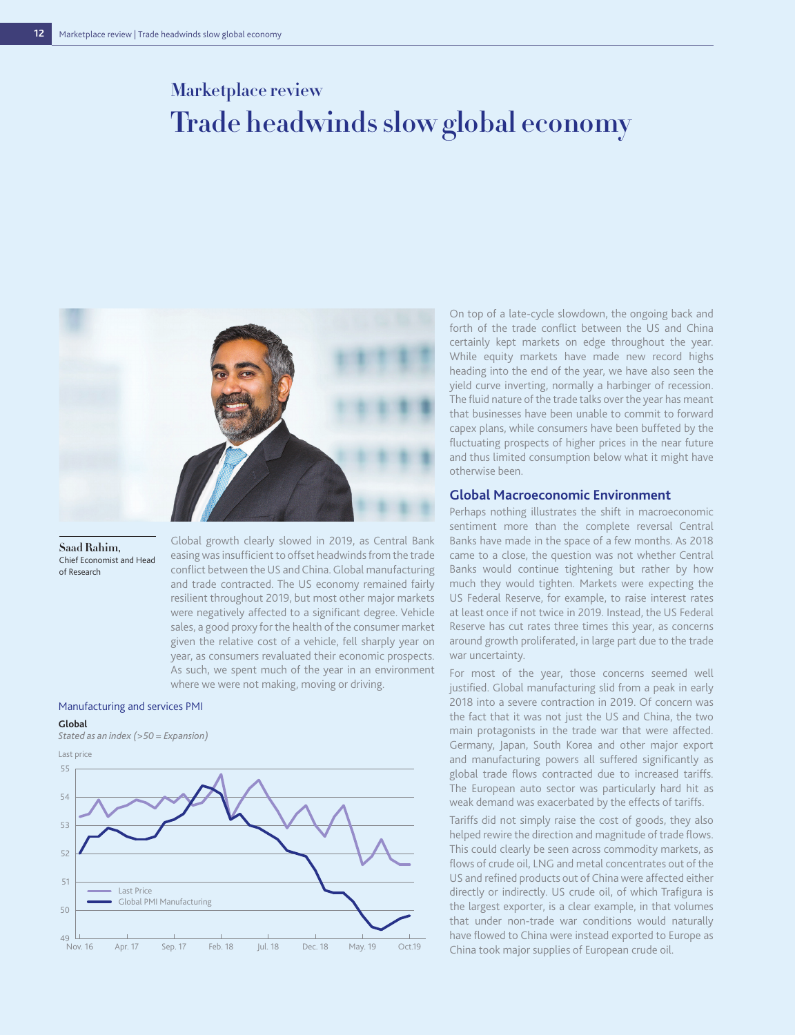# Marketplace review

# Trade headwinds slow global economy

**Saad Rahim,**
Chief Economist and Head of Research

Global growth clearly slowed in 2019, as Central Bank easing was insufficient to offset headwinds from the trade conflict between the US and China. Global manufacturing and trade contracted. The US economy remained fairly resilient throughout 2019, but most other major markets were negatively affected to a significant degree. Vehicle sales, a good proxy for the health of the consumer market given the relative cost of a vehicle, fell sharply year on year, as consumers revaluated their economic prospects. As such, we spent much of the year in an environment where we were not making, moving or driving.

Manufacturing and services PMI

**Global**
*Stated as an index (>50 = Expansion)*

Last price

Legend: Last Price; Global PMI Manufacturing

Y-axis: 49, 50, 51, 52, 53, 54, 55

X-axis: Nov. 16, Apr. 17, Sep. 17, Feb. 18, Jul. 18, Dec. 18, May. 19, Oct.19

On top of a late-cycle slowdown, the ongoing back and forth of the trade conflict between the US and China certainly kept markets on edge throughout the year. While equity markets have made new record highs heading into the end of the year, we have also seen the yield curve inverting, normally a harbinger of recession. The fluid nature of the trade talks over the year has meant that businesses have been unable to commit to forward capex plans, while consumers have been buffeted by the fluctuating prospects of higher prices in the near future and thus limited consumption below what it might have otherwise been.

## Global Macroeconomic Environment

Perhaps nothing illustrates the shift in macroeconomic sentiment more than the complete reversal Central Banks have made in the space of a few months. As 2018 came to a close, the question was not whether Central Banks would continue tightening but rather by how much they would tighten. Markets were expecting the US Federal Reserve, for example, to raise interest rates at least once if not twice in 2019. Instead, the US Federal Reserve has cut rates three times this year, as concerns around growth proliferated, in large part due to the trade war uncertainty.

For most of the year, those concerns seemed well justified. Global manufacturing slid from a peak in early 2018 into a severe contraction in 2019. Of concern was the fact that it was not just the US and China, the two main protagonists in the trade war that were affected. Germany, Japan, South Korea and other major export and manufacturing powers all suffered significantly as global trade flows contracted due to increased tariffs. The European auto sector was particularly hard hit as weak demand was exacerbated by the effects of tariffs.

Tariffs did not simply raise the cost of goods, they also helped rewire the direction and magnitude of trade flows. This could clearly be seen across commodity markets, as flows of crude oil, LNG and metal concentrates out of the US and refined products out of China were affected either directly or indirectly. US crude oil, of which Trafigura is the largest exporter, is a clear example, in that volumes that under non-trade war conditions would naturally have flowed to China were instead exported to Europe as China took major supplies of European crude oil.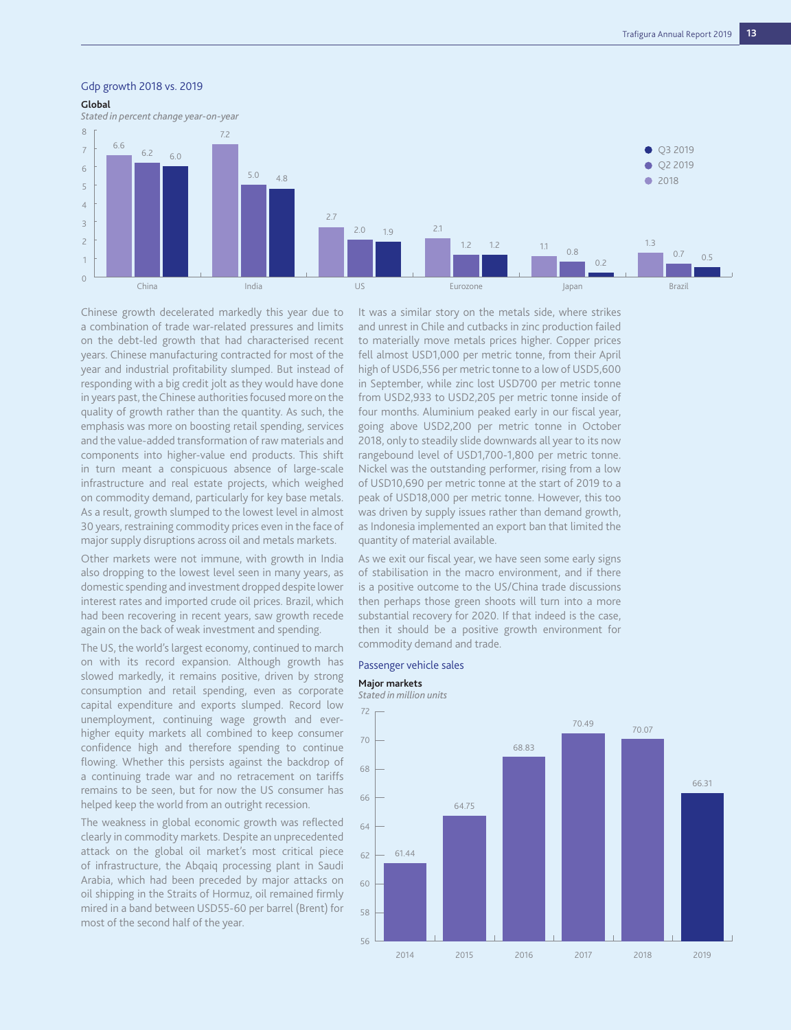## Gdp growth 2018 vs. 2019

**Global**

*Stated in percent change year-on-year*

8
7
6
5
4
3
2
1
0

6.6 6.2 6.0
7.2 5.0 4.8
2.7 2.0 1.9
2.1 1.2 1.2
1.1 0.8 0.2
1.3 0.7 0.5

China
India
US
Eurozone
Japan
Brazil

Q3 2019
Q2 2019
2018

Chinese growth decelerated markedly this year due to a combination of trade war-related pressures and limits on the debt-led growth that had characterised recent years. Chinese manufacturing contracted for most of the year and industrial profitability slumped. But instead of responding with a big credit jolt as they would have done in years past, the Chinese authorities focused more on the quality of growth rather than the quantity. As such, the emphasis was more on boosting retail spending, services and the value-added transformation of raw materials and components into higher-value end products. This shift in turn meant a conspicuous absence of large-scale infrastructure and real estate projects, which weighed on commodity demand, particularly for key base metals. As a result, growth slumped to the lowest level in almost 30 years, restraining commodity prices even in the face of major supply disruptions across oil and metals markets.

Other markets were not immune, with growth in India also dropping to the lowest level seen in many years, as domestic spending and investment dropped despite lower interest rates and imported crude oil prices. Brazil, which had been recovering in recent years, saw growth recede again on the back of weak investment and spending.

The US, the world's largest economy, continued to march on with its record expansion. Although growth has slowed markedly, it remains positive, driven by strong consumption and retail spending, even as corporate capital expenditure and exports slumped. Record low unemployment, continuing wage growth and ever-higher equity markets all combined to keep consumer confidence high and therefore spending to continue flowing. Whether this persists against the backdrop of a continuing trade war and no retracement on tariffs remains to be seen, but for now the US consumer has helped keep the world from an outright recession.

The weakness in global economic growth was reflected clearly in commodity markets. Despite an unprecedented attack on the global oil market's most critical piece of infrastructure, the Abqaiq processing plant in Saudi Arabia, which had been preceded by major attacks on oil shipping in the Straits of Hormuz, oil remained firmly mired in a band between USD55-60 per barrel (Brent) for most of the second half of the year.

It was a similar story on the metals side, where strikes and unrest in Chile and cutbacks in zinc production failed to materially move metals prices higher. Copper prices fell almost USD1,000 per metric tonne, from their April high of USD6,556 per metric tonne to a low of USD5,600 in September, while zinc lost USD700 per metric tonne from USD2,933 to USD2,205 per metric tonne inside of four months. Aluminium peaked early in our fiscal year, going above USD2,200 per metric tonne in October 2018, only to steadily slide downwards all year to its now rangebound level of USD1,700-1,800 per metric tonne. Nickel was the outstanding performer, rising from a low of USD10,690 per metric tonne at the start of 2019 to a peak of USD18,000 per metric tonne. However, this too was driven by supply issues rather than demand growth, as Indonesia implemented an export ban that limited the quantity of material available.

As we exit our fiscal year, we have seen some early signs of stabilisation in the macro environment, and if there is a positive outcome to the US/China trade discussions then perhaps those green shoots will turn into a more substantial recovery for 2020. If that indeed is the case, then it should be a positive growth environment for commodity demand and trade.

## Passenger vehicle sales

**Major markets**

*Stated in million units*

72
70
68
66
64
62
60
58
56

61.44
64.75
68.83
70.49
70.07
66.31

2014
2015
2016
2017
2018
2019